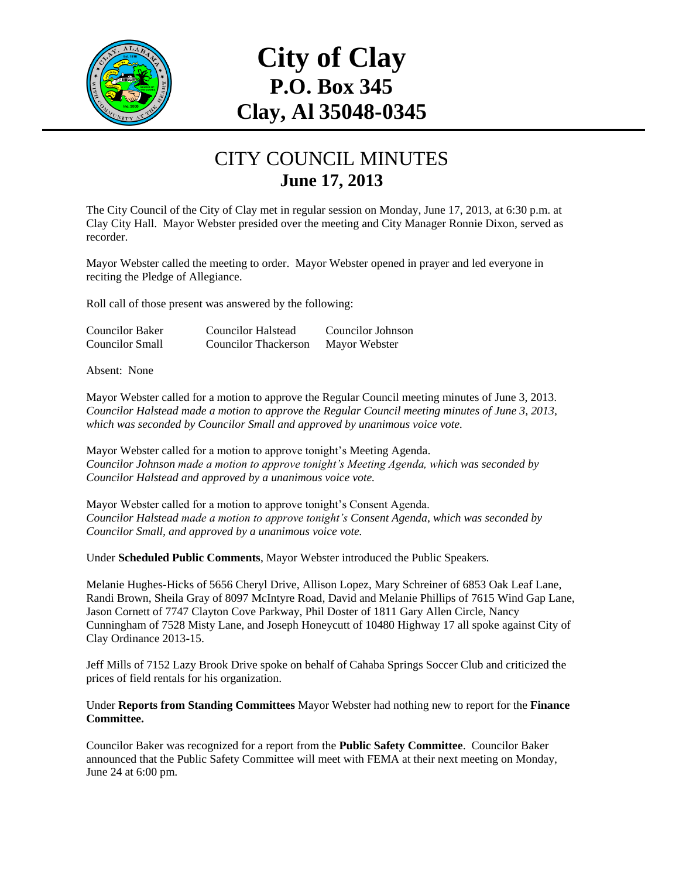# City of Clay
# P.O. Box 345
# Clay, Al 35048-0345

## CITY COUNCIL MINUTES
## June 17, 2013

The City Council of the City of Clay met in regular session on Monday, June 17, 2013, at 6:30 p.m. at Clay City Hall. Mayor Webster presided over the meeting and City Manager Ronnie Dixon, served as recorder.

Mayor Webster called the meeting to order. Mayor Webster opened in prayer and led everyone in reciting the Pledge of Allegiance.

Roll call of those present was answered by the following:

| | | |
|---|---|---|
| Councilor Baker | Councilor Halstead | Councilor Johnson |
| Councilor Small | Councilor Thackerson | Mayor Webster |

Absent: None

Mayor Webster called for a motion to approve the Regular Council meeting minutes of June 3, 2013.
*Councilor Halstead made a motion to approve the Regular Council meeting minutes of June 3, 2013, which was seconded by Councilor Small and approved by unanimous voice vote.*

Mayor Webster called for a motion to approve tonight's Meeting Agenda.
*Councilor Johnson made a motion to approve tonight's Meeting Agenda, which was seconded by Councilor Halstead and approved by a unanimous voice vote.*

Mayor Webster called for a motion to approve tonight's Consent Agenda.
*Councilor Halstead made a motion to approve tonight's Consent Agenda, which was seconded by Councilor Small, and approved by a unanimous voice vote.*

Under **Scheduled Public Comments**, Mayor Webster introduced the Public Speakers.

Melanie Hughes-Hicks of 5656 Cheryl Drive, Allison Lopez, Mary Schreiner of 6853 Oak Leaf Lane, Randi Brown, Sheila Gray of 8097 McIntyre Road, David and Melanie Phillips of 7615 Wind Gap Lane, Jason Cornett of 7747 Clayton Cove Parkway, Phil Doster of 1811 Gary Allen Circle, Nancy Cunningham of 7528 Misty Lane, and Joseph Honeycutt of 10480 Highway 17 all spoke against City of Clay Ordinance 2013-15.

Jeff Mills of 7152 Lazy Brook Drive spoke on behalf of Cahaba Springs Soccer Club and criticized the prices of field rentals for his organization.

Under **Reports from Standing Committees** Mayor Webster had nothing new to report for the **Finance Committee.**

Councilor Baker was recognized for a report from the **Public Safety Committee**. Councilor Baker announced that the Public Safety Committee will meet with FEMA at their next meeting on Monday, June 24 at 6:00 pm.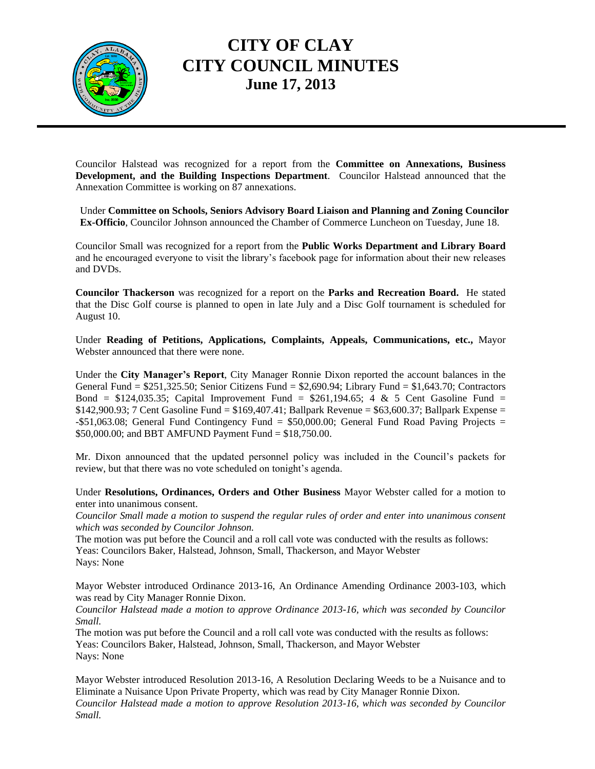# CITY OF CLAY
# CITY COUNCIL MINUTES
## June 17, 2013

Councilor Halstead was recognized for a report from the **Committee on Annexations, Business Development, and the Building Inspections Department**. Councilor Halstead announced that the Annexation Committee is working on 87 annexations.

Under **Committee on Schools, Seniors Advisory Board Liaison and Planning and Zoning Councilor Ex-Officio**, Councilor Johnson announced the Chamber of Commerce Luncheon on Tuesday, June 18.

Councilor Small was recognized for a report from the **Public Works Department and Library Board** and he encouraged everyone to visit the library's facebook page for information about their new releases and DVDs.

**Councilor Thackerson** was recognized for a report on the **Parks and Recreation Board.** He stated that the Disc Golf course is planned to open in late July and a Disc Golf tournament is scheduled for August 10.

Under **Reading of Petitions, Applications, Complaints, Appeals, Communications, etc.,** Mayor Webster announced that there were none.

Under the **City Manager's Report**, City Manager Ronnie Dixon reported the account balances in the General Fund = $251,325.50; Senior Citizens Fund = $2,690.94; Library Fund = $1,643.70; Contractors Bond = $124,035.35; Capital Improvement Fund = $261,194.65; 4 & 5 Cent Gasoline Fund = $142,900.93; 7 Cent Gasoline Fund = $169,407.41; Ballpark Revenue = $63,600.37; Ballpark Expense = -$51,063.08; General Fund Contingency Fund = $50,000.00; General Fund Road Paving Projects = $50,000.00; and BBT AMFUND Payment Fund = $18,750.00.

Mr. Dixon announced that the updated personnel policy was included in the Council's packets for review, but that there was no vote scheduled on tonight's agenda.

Under **Resolutions, Ordinances, Orders and Other Business** Mayor Webster called for a motion to enter into unanimous consent.

*Councilor Small made a motion to suspend the regular rules of order and enter into unanimous consent which was seconded by Councilor Johnson.*

The motion was put before the Council and a roll call vote was conducted with the results as follows:
Yeas: Councilors Baker, Halstead, Johnson, Small, Thackerson, and Mayor Webster
Nays: None

Mayor Webster introduced Ordinance 2013-16, An Ordinance Amending Ordinance 2003-103, which was read by City Manager Ronnie Dixon.

*Councilor Halstead made a motion to approve Ordinance 2013-16, which was seconded by Councilor Small.*

The motion was put before the Council and a roll call vote was conducted with the results as follows:
Yeas: Councilors Baker, Halstead, Johnson, Small, Thackerson, and Mayor Webster
Nays: None

Mayor Webster introduced Resolution 2013-16, A Resolution Declaring Weeds to be a Nuisance and to Eliminate a Nuisance Upon Private Property, which was read by City Manager Ronnie Dixon.

*Councilor Halstead made a motion to approve Resolution 2013-16, which was seconded by Councilor Small.*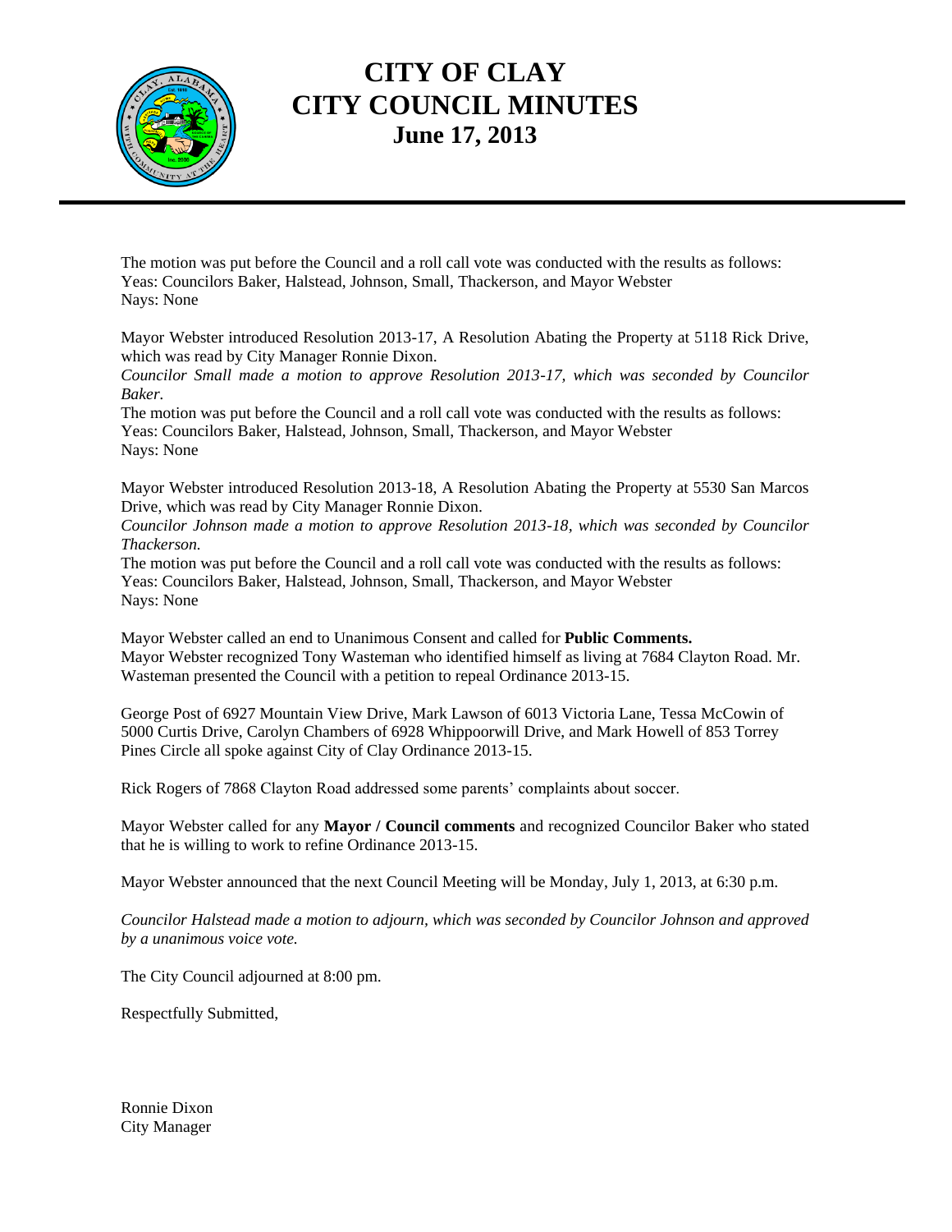# CITY OF CLAY
# CITY COUNCIL MINUTES
## June 17, 2013

The motion was put before the Council and a roll call vote was conducted with the results as follows:
Yeas: Councilors Baker, Halstead, Johnson, Small, Thackerson, and Mayor Webster
Nays: None

Mayor Webster introduced Resolution 2013-17, A Resolution Abating the Property at 5118 Rick Drive, which was read by City Manager Ronnie Dixon.
*Councilor Small made a motion to approve Resolution 2013-17, which was seconded by Councilor Baker.*
The motion was put before the Council and a roll call vote was conducted with the results as follows:
Yeas: Councilors Baker, Halstead, Johnson, Small, Thackerson, and Mayor Webster
Nays: None

Mayor Webster introduced Resolution 2013-18, A Resolution Abating the Property at 5530 San Marcos Drive, which was read by City Manager Ronnie Dixon.
*Councilor Johnson made a motion to approve Resolution 2013-18, which was seconded by Councilor Thackerson.*
The motion was put before the Council and a roll call vote was conducted with the results as follows:
Yeas: Councilors Baker, Halstead, Johnson, Small, Thackerson, and Mayor Webster
Nays: None

Mayor Webster called an end to Unanimous Consent and called for **Public Comments.**
Mayor Webster recognized Tony Wasteman who identified himself as living at 7684 Clayton Road. Mr. Wasteman presented the Council with a petition to repeal Ordinance 2013-15.

George Post of 6927 Mountain View Drive, Mark Lawson of 6013 Victoria Lane, Tessa McCowin of 5000 Curtis Drive, Carolyn Chambers of 6928 Whippoorwill Drive, and Mark Howell of 853 Torrey Pines Circle all spoke against City of Clay Ordinance 2013-15.

Rick Rogers of 7868 Clayton Road addressed some parents' complaints about soccer.

Mayor Webster called for any **Mayor / Council comments** and recognized Councilor Baker who stated that he is willing to work to refine Ordinance 2013-15.

Mayor Webster announced that the next Council Meeting will be Monday, July 1, 2013, at 6:30 p.m.

*Councilor Halstead made a motion to adjourn, which was seconded by Councilor Johnson and approved by a unanimous voice vote.*

The City Council adjourned at 8:00 pm.

Respectfully Submitted,

Ronnie Dixon
City Manager